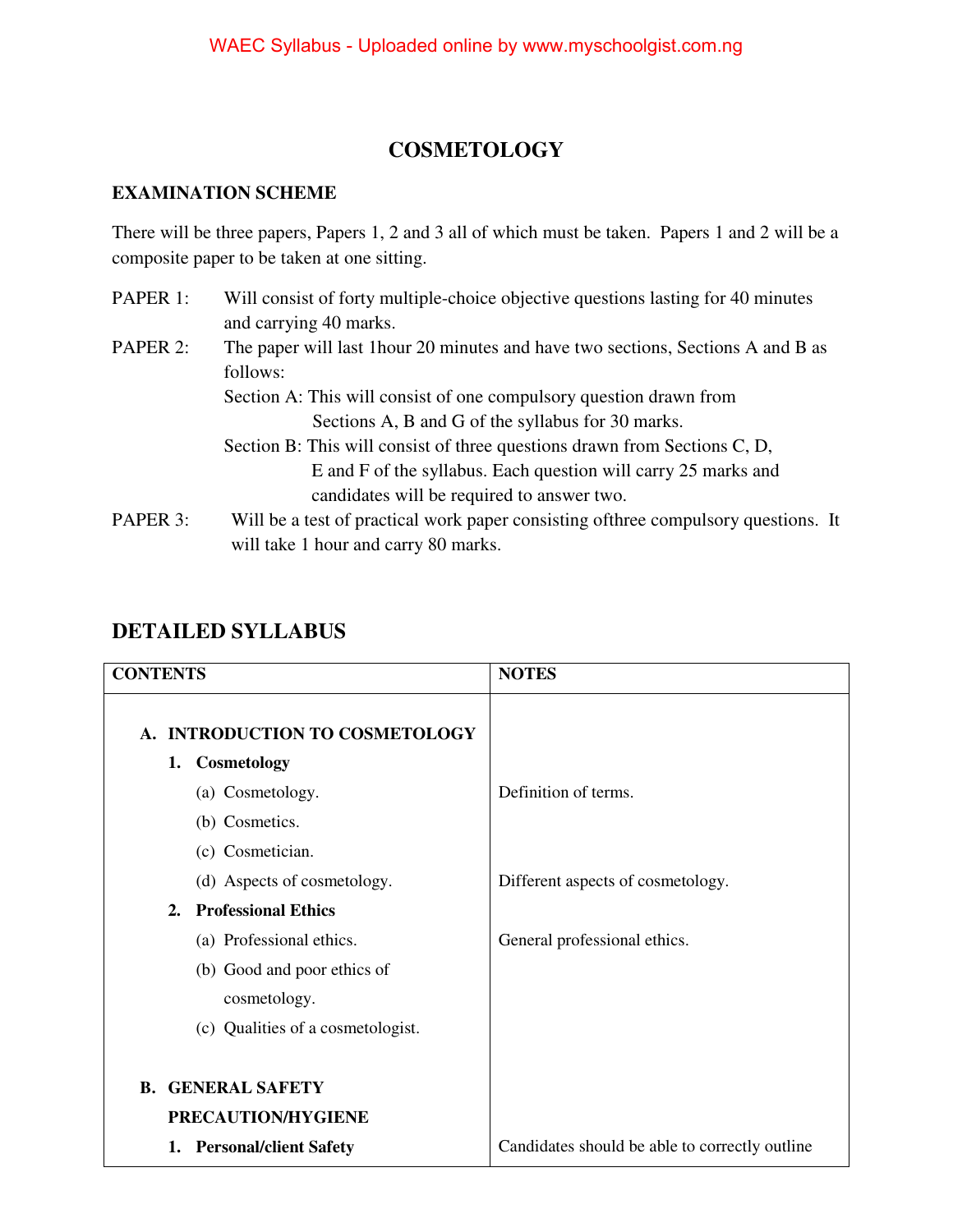# COSMETOLOGY

## EXAMINATION SCHEME

There will be three papers, Papers 1, 2 and 3 all of which must be taken. Papers 1 and 2 will be a composite paper to be taken at one sitting.

PAPER 1: Will consist of forty multiple-choice objective questions lasting for 40 minutes and carrying 40 marks.

PAPER 2: The paper will last 1hour 20 minutes and have two sections, Sections A and B as follows:

Section A: This will consist of one compulsory question drawn from Sections A, B and G of the syllabus for 30 marks.

Section B: This will consist of three questions drawn from Sections C, D, E and F of the syllabus. Each question will carry 25 marks and candidates will be required to answer two.

PAPER 3: Will be a test of practical work paper consisting ofthree compulsory questions. It will take 1 hour and carry 80 marks.

## DETAILED SYLLABUS

| CONTENTS | NOTES |
|---|---|
| **A. INTRODUCTION TO COSMETOLOGY** | |
| **1. Cosmetology** | |
| (a) Cosmetology. | Definition of terms. |
| (b) Cosmetics. | |
| (c) Cosmetician. | |
| (d) Aspects of cosmetology. | Different aspects of cosmetology. |
| **2. Professional Ethics** | |
| (a) Professional ethics. | General professional ethics. |
| (b) Good and poor ethics of cosmetology. | |
| (c) Qualities of a cosmetologist. | |
| **B. GENERAL SAFETY PRECAUTION/HYGIENE** | |
| **1. Personal/client Safety** | Candidates should be able to correctly outline |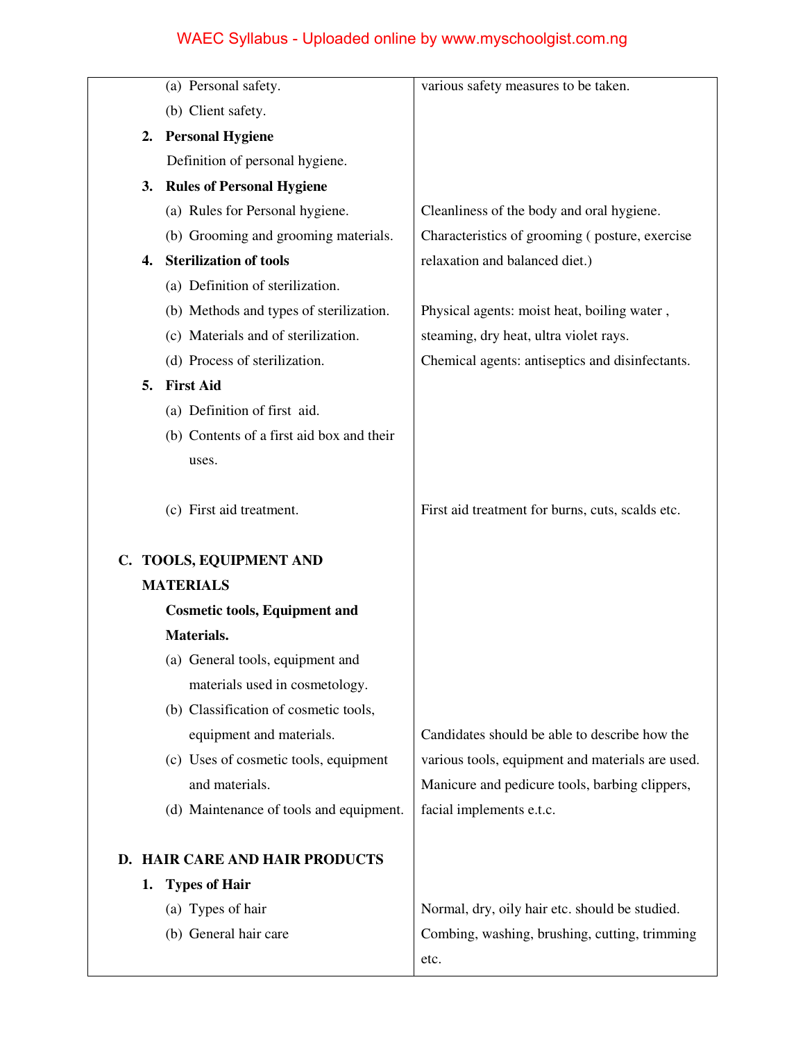| | |
|---|---|
| (a) Personal safety. | various safety measures to be taken. |
| (b) Client safety. | |
| **2. Personal Hygiene** | |
| Definition of personal hygiene. | |
| **3. Rules of Personal Hygiene** | |
| (a) Rules for Personal hygiene. | Cleanliness of the body and oral hygiene. |
| (b) Grooming and grooming materials. | Characteristics of grooming ( posture, exercise |
| **4. Sterilization of tools** | relaxation and balanced diet.) |
| (a) Definition of sterilization. | |
| (b) Methods and types of sterilization. | Physical agents: moist heat, boiling water , |
| (c) Materials and of sterilization. | steaming, dry heat, ultra violet rays. |
| (d) Process of sterilization. | Chemical agents: antiseptics and disinfectants. |
| **5. First Aid** | |
| (a) Definition of first aid. | |
| (b) Contents of a first aid box and their uses. | |
| (c) First aid treatment. | First aid treatment for burns, cuts, scalds etc. |
| **C. TOOLS, EQUIPMENT AND MATERIALS** | |
| **Cosmetic tools, Equipment and Materials.** | |
| (a) General tools, equipment and materials used in cosmetology. | |
| (b) Classification of cosmetic tools, equipment and materials. | Candidates should be able to describe how the |
| (c) Uses of cosmetic tools, equipment and materials. | various tools, equipment and materials are used. Manicure and pedicure tools, barbing clippers, |
| (d) Maintenance of tools and equipment. | facial implements e.t.c. |
| **D. HAIR CARE AND HAIR PRODUCTS** | |
| **1. Types of Hair** | |
| (a) Types of hair | Normal, dry, oily hair etc. should be studied. |
| (b) General hair care | Combing, washing, brushing, cutting, trimming etc. |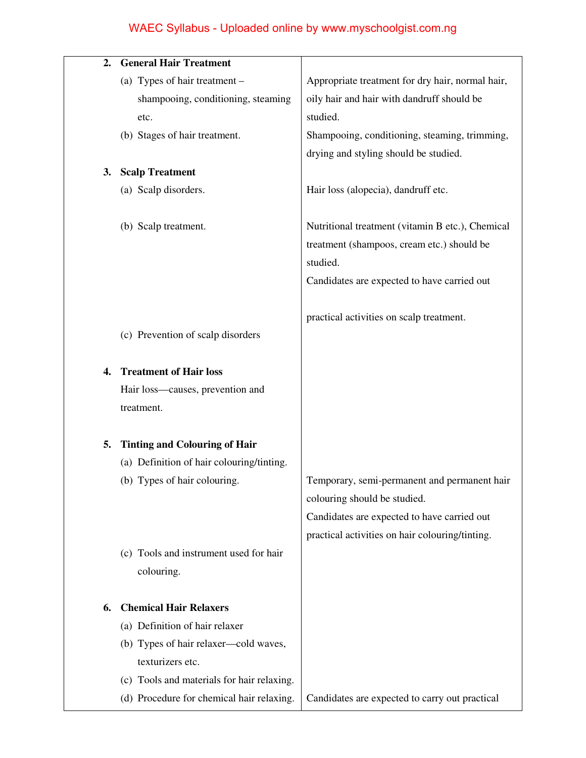| | |
|---|---|
| **2. General Hair Treatment** | |
| (a) Types of hair treatment – shampooing, conditioning, steaming etc. | Appropriate treatment for dry hair, normal hair, oily hair and hair with dandruff should be studied. |
| (b) Stages of hair treatment. | Shampooing, conditioning, steaming, trimming, drying and styling should be studied. |
| **3. Scalp Treatment** | |
| (a) Scalp disorders. | Hair loss (alopecia), dandruff etc. |
| (b) Scalp treatment. | Nutritional treatment (vitamin B etc.), Chemical treatment (shampoos, cream etc.) should be studied. Candidates are expected to have carried out practical activities on scalp treatment. |
| (c) Prevention of scalp disorders | |
| **4. Treatment of Hair loss** | |
| Hair loss—causes, prevention and treatment. | |
| **5. Tinting and Colouring of Hair** | |
| (a) Definition of hair colouring/tinting. | |
| (b) Types of hair colouring. | Temporary, semi-permanent and permanent hair colouring should be studied. Candidates are expected to have carried out practical activities on hair colouring/tinting. |
| (c) Tools and instrument used for hair colouring. | |
| **6. Chemical Hair Relaxers** | |
| (a) Definition of hair relaxer | |
| (b) Types of hair relaxer—cold waves, texturizers etc. | |
| (c) Tools and materials for hair relaxing. | |
| (d) Procedure for chemical hair relaxing. | Candidates are expected to carry out practical |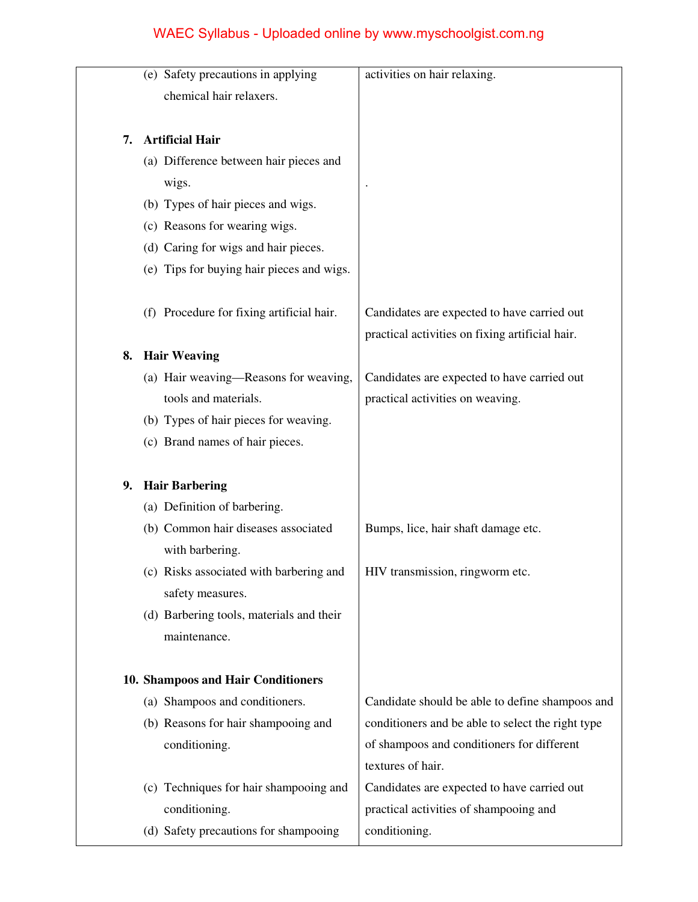| | |
|---|---|
| (e) Safety precautions in applying chemical hair relaxers. | activities on hair relaxing. |
| **7. Artificial Hair** | |
| (a) Difference between hair pieces and wigs. | . |
| (b) Types of hair pieces and wigs. | |
| (c) Reasons for wearing wigs. | |
| (d) Caring for wigs and hair pieces. | |
| (e) Tips for buying hair pieces and wigs. | |
| (f) Procedure for fixing artificial hair. | Candidates are expected to have carried out practical activities on fixing artificial hair. |
| **8. Hair Weaving** | |
| (a) Hair weaving—Reasons for weaving, tools and materials. | Candidates are expected to have carried out practical activities on weaving. |
| (b) Types of hair pieces for weaving. | |
| (c) Brand names of hair pieces. | |
| **9. Hair Barbering** | |
| (a) Definition of barbering. | |
| (b) Common hair diseases associated with barbering. | Bumps, lice, hair shaft damage etc. |
| (c) Risks associated with barbering and safety measures. | HIV transmission, ringworm etc. |
| (d) Barbering tools, materials and their maintenance. | |
| **10. Shampoos and Hair Conditioners** | |
| (a) Shampoos and conditioners. | Candidate should be able to define shampoos and conditioners and be able to select the right type of shampoos and conditioners for different textures of hair. |
| (b) Reasons for hair shampooing and conditioning. | |
| (c) Techniques for hair shampooing and conditioning. | Candidates are expected to have carried out practical activities of shampooing and conditioning. |
| (d) Safety precautions for shampooing | |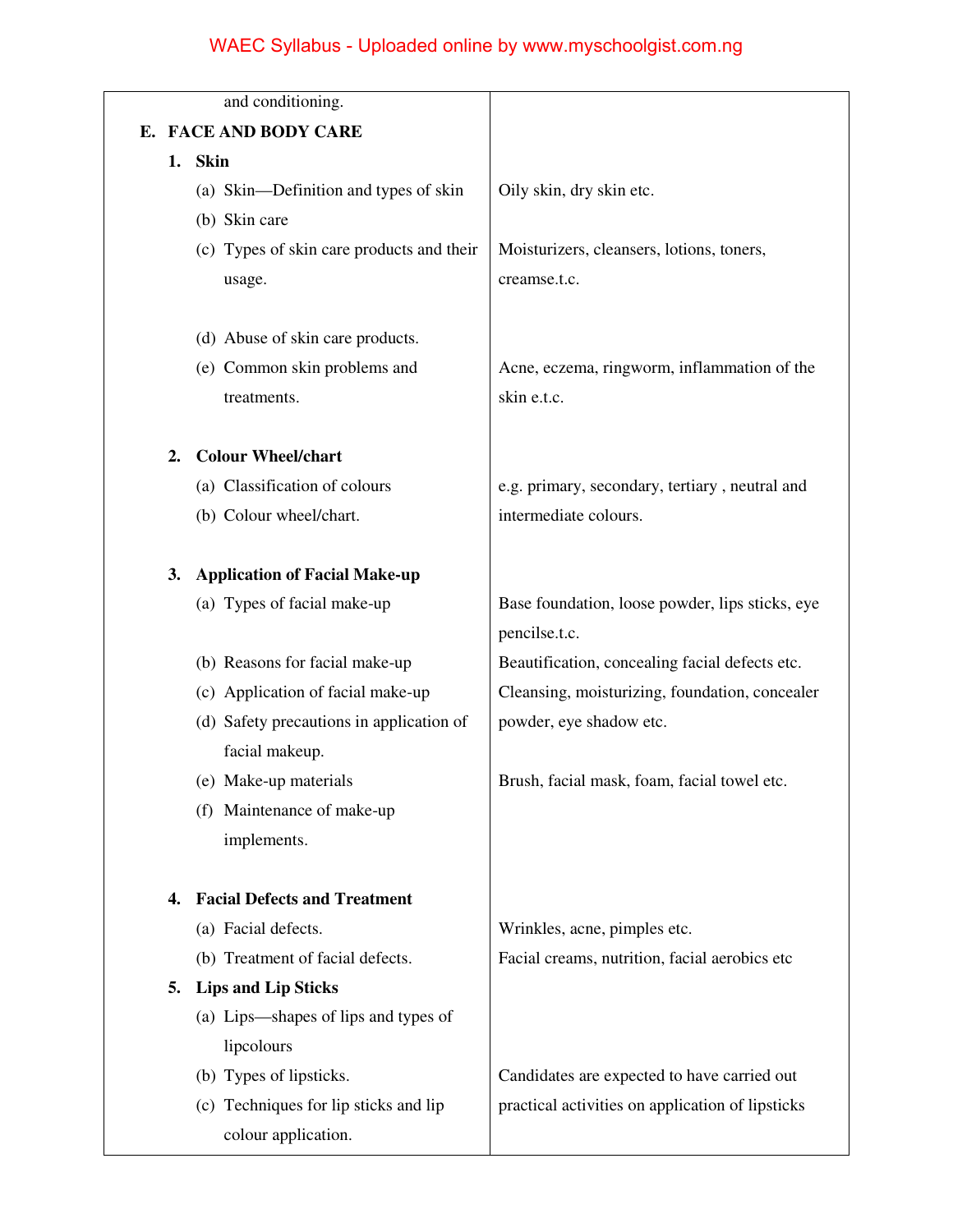| | |
|---|---|
| and conditioning. | |
| **E. FACE AND BODY CARE** | |
| **1. Skin** | |
| (a) Skin—Definition and types of skin | Oily skin, dry skin etc. |
| (b) Skin care | |
| (c) Types of skin care products and their usage. | Moisturizers, cleansers, lotions, toners, creamse.t.c. |
| (d) Abuse of skin care products. | |
| (e) Common skin problems and treatments. | Acne, eczema, ringworm, inflammation of the skin e.t.c. |
| **2. Colour Wheel/chart** | |
| (a) Classification of colours | e.g. primary, secondary, tertiary , neutral and intermediate colours. |
| (b) Colour wheel/chart. | |
| **3. Application of Facial Make-up** | |
| (a) Types of facial make-up | Base foundation, loose powder, lips sticks, eye pencilse.t.c. |
| (b) Reasons for facial make-up | Beautification, concealing facial defects etc. |
| (c) Application of facial make-up | Cleansing, moisturizing, foundation, concealer powder, eye shadow etc. |
| (d) Safety precautions in application of facial makeup. | |
| (e) Make-up materials | Brush, facial mask, foam, facial towel etc. |
| (f) Maintenance of make-up implements. | |
| **4. Facial Defects and Treatment** | |
| (a) Facial defects. | Wrinkles, acne, pimples etc. |
| (b) Treatment of facial defects. | Facial creams, nutrition, facial aerobics etc |
| **5. Lips and Lip Sticks** | |
| (a) Lips—shapes of lips and types of lipcolours | |
| (b) Types of lipsticks. | Candidates are expected to have carried out practical activities on application of lipsticks |
| (c) Techniques for lip sticks and lip colour application. | |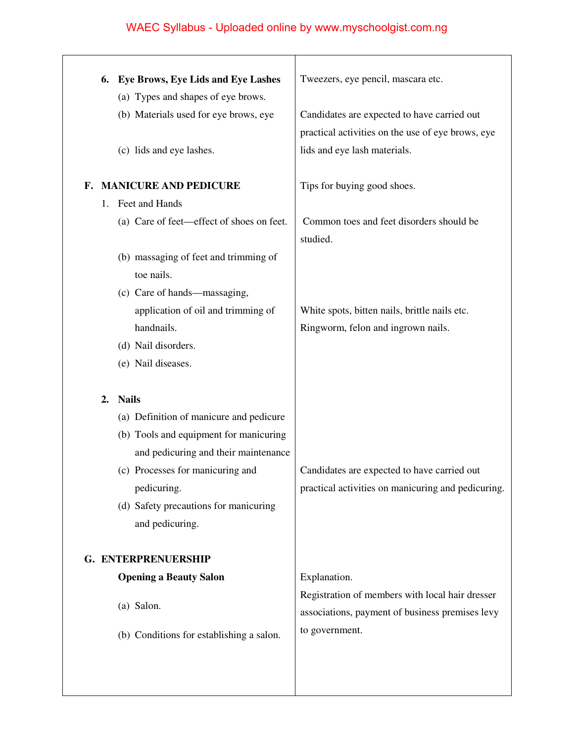| | |
|---|---|
| **6. Eye Brows, Eye Lids and Eye Lashes** | Tweezers, eye pencil, mascara etc. |
| (a) Types and shapes of eye brows. | |
| (b) Materials used for eye brows, eye | Candidates are expected to have carried out practical activities on the use of eye brows, eye lids and eye lash materials. |
| (c) lids and eye lashes. | |
| **F. MANICURE AND PEDICURE** | Tips for buying good shoes. |
| 1. Feet and Hands | |
| (a) Care of feet—effect of shoes on feet. | Common toes and feet disorders should be studied. |
| (b) massaging of feet and trimming of toe nails. | |
| (c) Care of hands—massaging, application of oil and trimming of handnails. | White spots, bitten nails, brittle nails etc. Ringworm, felon and ingrown nails. |
| (d) Nail disorders. | |
| (e) Nail diseases. | |
| **2. Nails** | |
| (a) Definition of manicure and pedicure | |
| (b) Tools and equipment for manicuring and pedicuring and their maintenance | |
| (c) Processes for manicuring and pedicuring. | Candidates are expected to have carried out practical activities on manicuring and pedicuring. |
| (d) Safety precautions for manicuring and pedicuring. | |
| **G. ENTERPRENUERSHIP** | |
| **Opening a Beauty Salon** | Explanation. |
| (a) Salon. | Registration of members with local hair dresser associations, payment of business premises levy to government. |
| (b) Conditions for establishing a salon. | |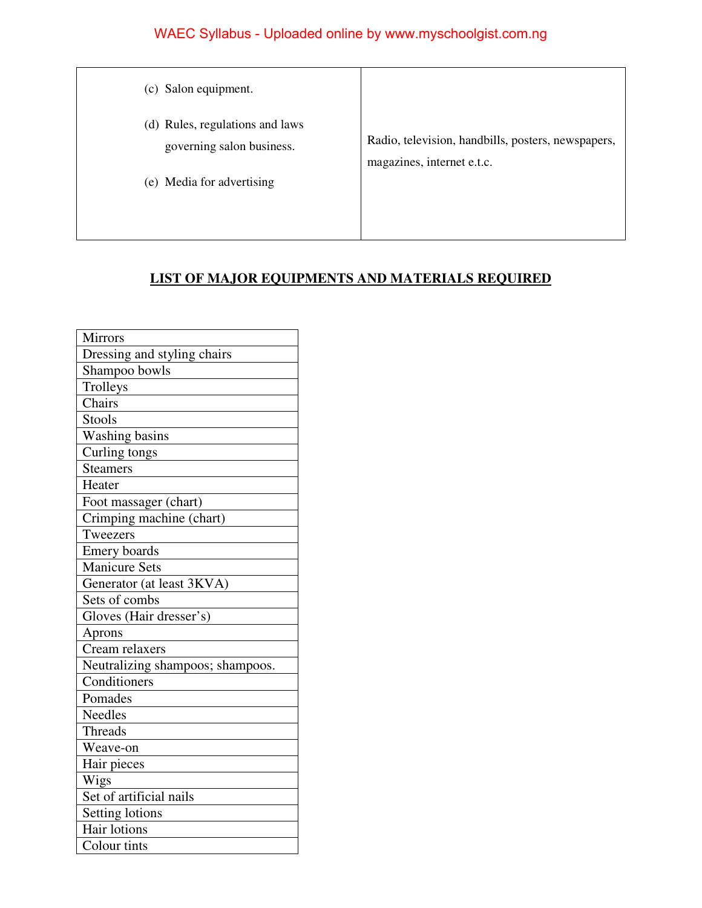| | |
|---|---|
| (c) Salon equipment.<br><br>(d) Rules, regulations and laws governing salon business.<br><br>(e) Media for advertising | Radio, television, handbills, posters, newspapers, magazines, internet e.t.c. |

## LIST OF MAJOR EQUIPMENTS AND MATERIALS REQUIRED

| |
|---|
| Mirrors |
| Dressing and styling chairs |
| Shampoo bowls |
| Trolleys |
| Chairs |
| Stools |
| Washing basins |
| Curling tongs |
| Steamers |
| Heater |
| Foot massager (chart) |
| Crimping machine (chart) |
| Tweezers |
| Emery boards |
| Manicure Sets |
| Generator (at least 3KVA) |
| Sets of combs |
| Gloves (Hair dresser's) |
| Aprons |
| Cream relaxers |
| Neutralizing shampoos; shampoos. |
| Conditioners |
| Pomades |
| Needles |
| Threads |
| Weave-on |
| Hair pieces |
| Wigs |
| Set of artificial nails |
| Setting lotions |
| Hair lotions |
| Colour tints |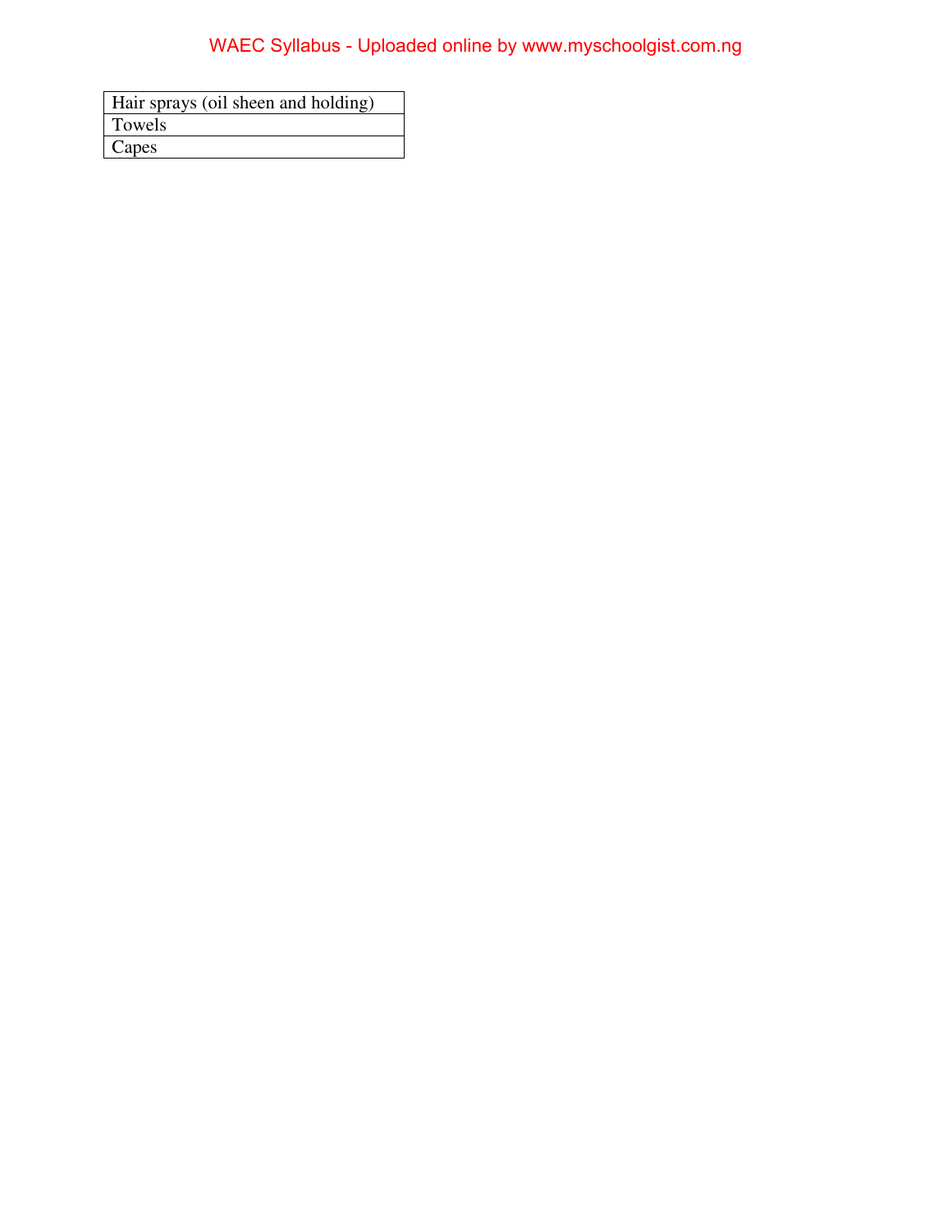| |
|---|
| Hair sprays (oil sheen and holding) |
| Towels |
| Capes |